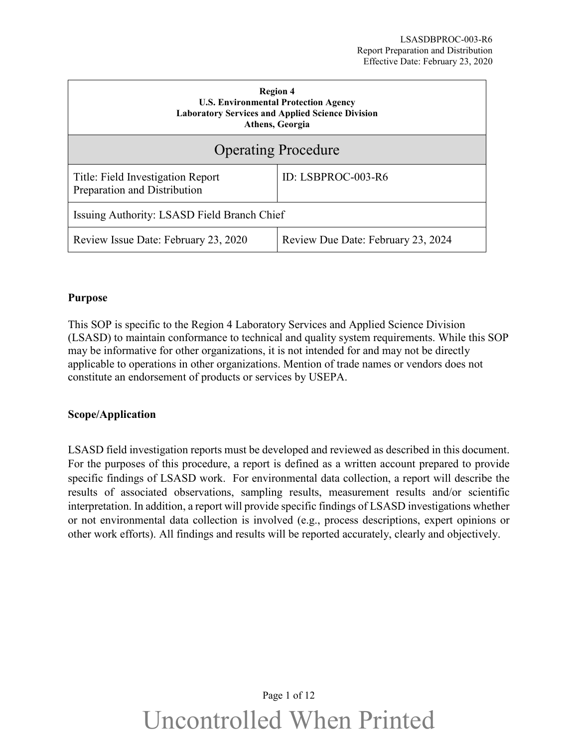| **Region 4**<br>**U.S. Environmental Protection Agency**<br>**Laboratory Services and Applied Science Division**<br>**Athens, Georgia** | |
|---|---|
| Operating Procedure | |
| Title: Field Investigation Report Preparation and Distribution | ID: LSBPROC-003-R6 |
| Issuing Authority: LSASD Field Branch Chief | |
| Review Issue Date: February 23, 2020 | Review Due Date: February 23, 2024 |

**Purpose**

This SOP is specific to the Region 4 Laboratory Services and Applied Science Division (LSASD) to maintain conformance to technical and quality system requirements. While this SOP may be informative for other organizations, it is not intended for and may not be directly applicable to operations in other organizations. Mention of trade names or vendors does not constitute an endorsement of products or services by USEPA.

**Scope/Application**

LSASD field investigation reports must be developed and reviewed as described in this document. For the purposes of this procedure, a report is defined as a written account prepared to provide specific findings of LSASD work. For environmental data collection, a report will describe the results of associated observations, sampling results, measurement results and/or scientific interpretation. In addition, a report will provide specific findings of LSASD investigations whether or not environmental data collection is involved (e.g., process descriptions, expert opinions or other work efforts). All findings and results will be reported accurately, clearly and objectively.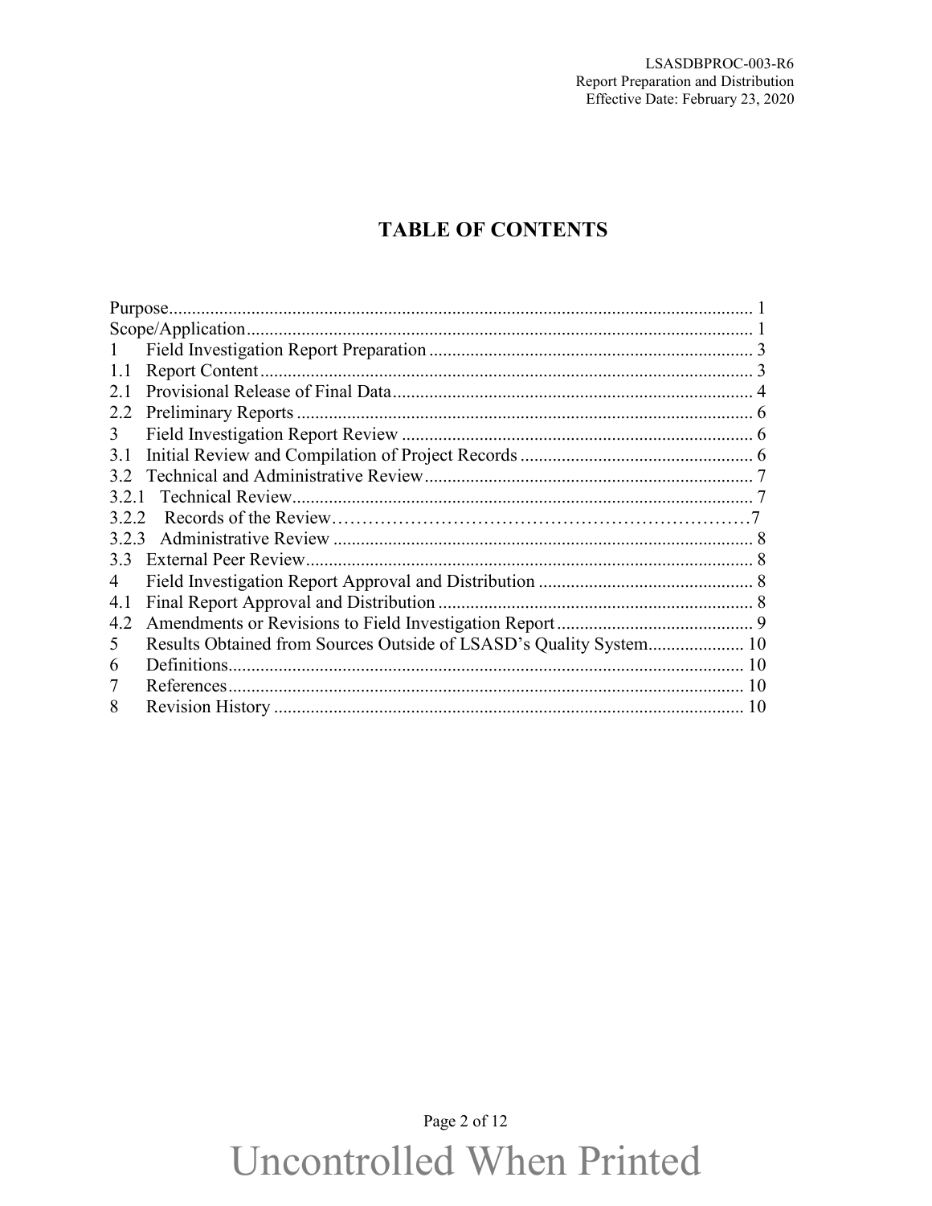# TABLE OF CONTENTS

Purpose ........................................................................................................................ 1
Scope/Application ........................................................................................................ 1
1 Field Investigation Report Preparation ...................................................................... 3
1.1 Report Content ........................................................................................................ 3
2.1 Provisional Release of Final Data ............................................................................ 4
2.2 Preliminary Reports ................................................................................................. 6
3 Field Investigation Report Review ............................................................................. 6
3.1 Initial Review and Compilation of Project Records .................................................. 6
3.2 Technical and Administrative Review ...................................................................... 7
3.2.1 Technical Review .................................................................................................. 7
3.2.2 Records of the Review ........................................................................................... 7
3.2.3 Administrative Review .......................................................................................... 8
3.3 External Peer Review ............................................................................................... 8
4 Field Investigation Report Approval and Distribution ............................................... 8
4.1 Final Report Approval and Distribution ................................................................... 8
4.2 Amendments or Revisions to Field Investigation Report .......................................... 9
5 Results Obtained from Sources Outside of LSASD's Quality System ..................... 10
6 Definitions ................................................................................................................ 10
7 References ................................................................................................................ 10
8 Revision History ...................................................................................................... 10

Uncontrolled When Printed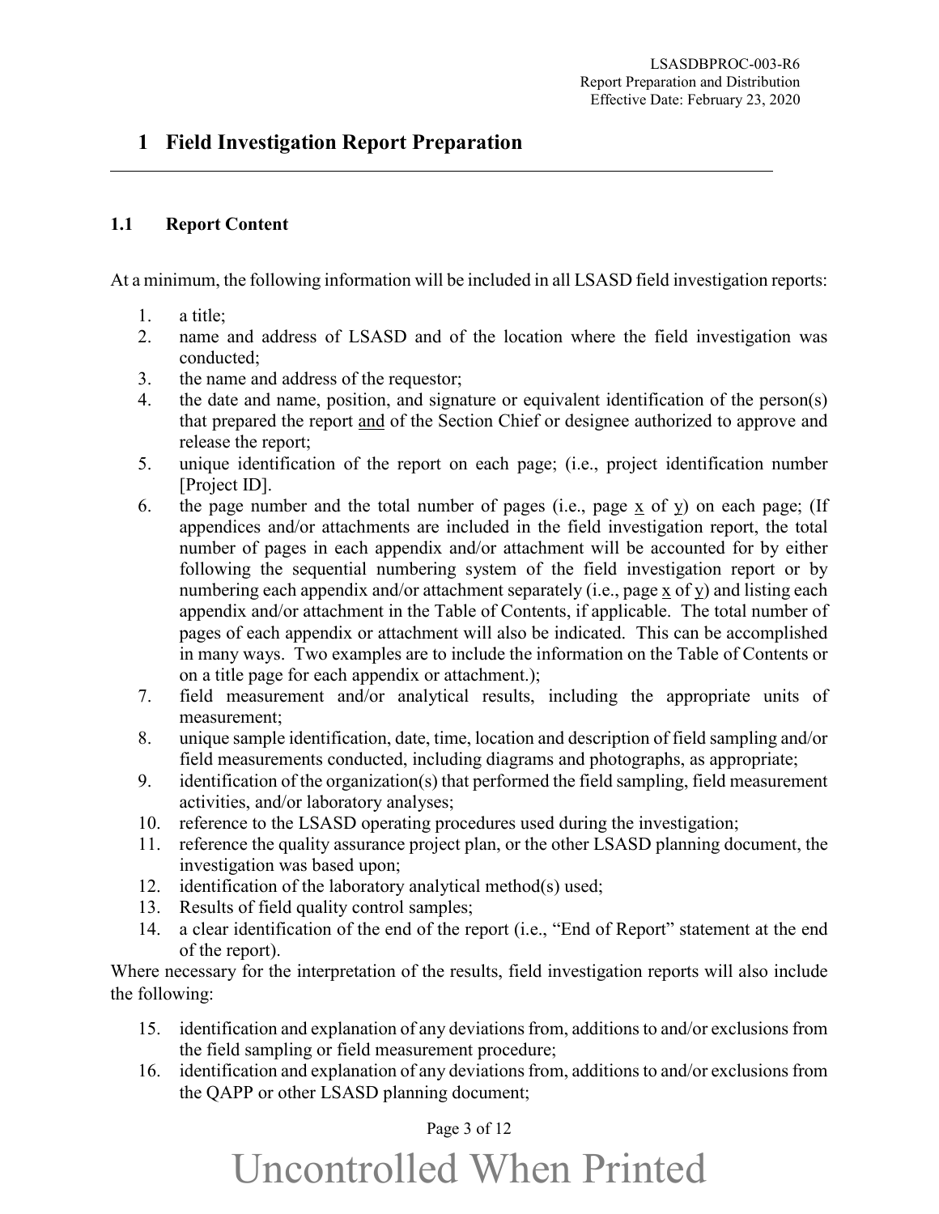# 1 Field Investigation Report Preparation

## 1.1 Report Content

At a minimum, the following information will be included in all LSASD field investigation reports:

1. a title;
2. name and address of LSASD and of the location where the field investigation was conducted;
3. the name and address of the requestor;
4. the date and name, position, and signature or equivalent identification of the person(s) that prepared the report and of the Section Chief or designee authorized to approve and release the report;
5. unique identification of the report on each page; (i.e., project identification number [Project ID].
6. the page number and the total number of pages (i.e., page x of y) on each page; (If appendices and/or attachments are included in the field investigation report, the total number of pages in each appendix and/or attachment will be accounted for by either following the sequential numbering system of the field investigation report or by numbering each appendix and/or attachment separately (i.e., page x of y) and listing each appendix and/or attachment in the Table of Contents, if applicable. The total number of pages of each appendix or attachment will also be indicated. This can be accomplished in many ways. Two examples are to include the information on the Table of Contents or on a title page for each appendix or attachment.);
7. field measurement and/or analytical results, including the appropriate units of measurement;
8. unique sample identification, date, time, location and description of field sampling and/or field measurements conducted, including diagrams and photographs, as appropriate;
9. identification of the organization(s) that performed the field sampling, field measurement activities, and/or laboratory analyses;
10. reference to the LSASD operating procedures used during the investigation;
11. reference the quality assurance project plan, or the other LSASD planning document, the investigation was based upon;
12. identification of the laboratory analytical method(s) used;
13. Results of field quality control samples;
14. a clear identification of the end of the report (i.e., "End of Report" statement at the end of the report).

Where necessary for the interpretation of the results, field investigation reports will also include the following:

15. identification and explanation of any deviations from, additions to and/or exclusions from the field sampling or field measurement procedure;
16. identification and explanation of any deviations from, additions to and/or exclusions from the QAPP or other LSASD planning document;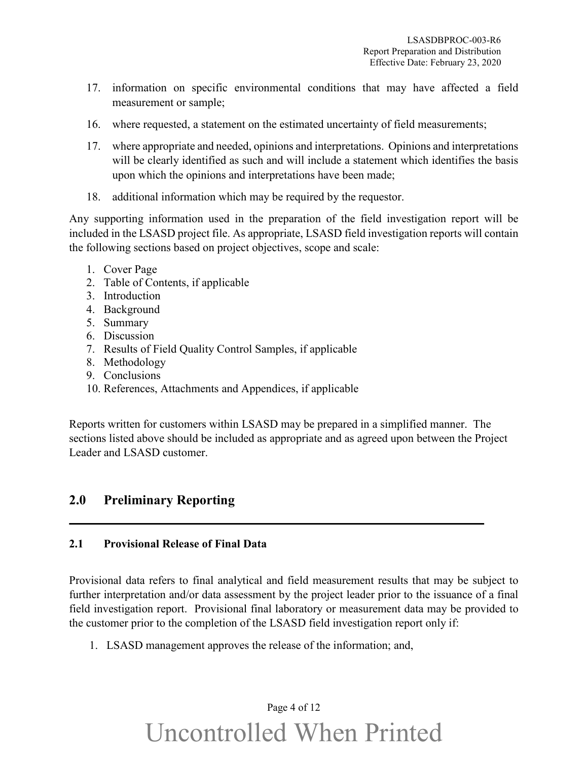17. information on specific environmental conditions that may have affected a field measurement or sample;

16. where requested, a statement on the estimated uncertainty of field measurements;

17. where appropriate and needed, opinions and interpretations. Opinions and interpretations will be clearly identified as such and will include a statement which identifies the basis upon which the opinions and interpretations have been made;

18. additional information which may be required by the requestor.

Any supporting information used in the preparation of the field investigation report will be included in the LSASD project file. As appropriate, LSASD field investigation reports will contain the following sections based on project objectives, scope and scale:

1. Cover Page
2. Table of Contents, if applicable
3. Introduction
4. Background
5. Summary
6. Discussion
7. Results of Field Quality Control Samples, if applicable
8. Methodology
9. Conclusions
10. References, Attachments and Appendices, if applicable

Reports written for customers within LSASD may be prepared in a simplified manner. The sections listed above should be included as appropriate and as agreed upon between the Project Leader and LSASD customer.

## 2.0 Preliminary Reporting

### 2.1 Provisional Release of Final Data

Provisional data refers to final analytical and field measurement results that may be subject to further interpretation and/or data assessment by the project leader prior to the issuance of a final field investigation report. Provisional final laboratory or measurement data may be provided to the customer prior to the completion of the LSASD field investigation report only if:

1. LSASD management approves the release of the information; and,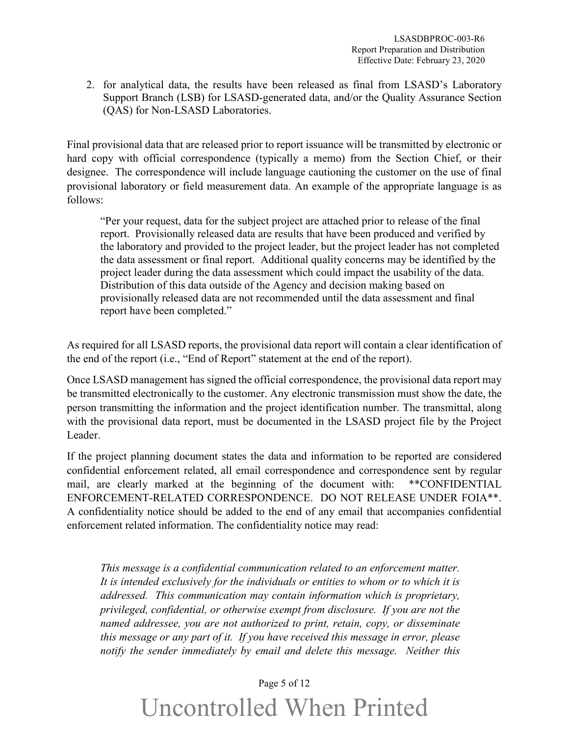2. for analytical data, the results have been released as final from LSASD's Laboratory Support Branch (LSB) for LSASD-generated data, and/or the Quality Assurance Section (QAS) for Non-LSASD Laboratories.

Final provisional data that are released prior to report issuance will be transmitted by electronic or hard copy with official correspondence (typically a memo) from the Section Chief, or their designee. The correspondence will include language cautioning the customer on the use of final provisional laboratory or field measurement data. An example of the appropriate language is as follows:

> "Per your request, data for the subject project are attached prior to release of the final report. Provisionally released data are results that have been produced and verified by the laboratory and provided to the project leader, but the project leader has not completed the data assessment or final report. Additional quality concerns may be identified by the project leader during the data assessment which could impact the usability of the data. Distribution of this data outside of the Agency and decision making based on provisionally released data are not recommended until the data assessment and final report have been completed."

As required for all LSASD reports, the provisional data report will contain a clear identification of the end of the report (i.e., "End of Report" statement at the end of the report).

Once LSASD management has signed the official correspondence, the provisional data report may be transmitted electronically to the customer. Any electronic transmission must show the date, the person transmitting the information and the project identification number. The transmittal, along with the provisional data report, must be documented in the LSASD project file by the Project Leader.

If the project planning document states the data and information to be reported are considered confidential enforcement related, all email correspondence and correspondence sent by regular mail, are clearly marked at the beginning of the document with: **CONFIDENTIAL ENFORCEMENT-RELATED CORRESPONDENCE. DO NOT RELEASE UNDER FOIA**. A confidentiality notice should be added to the end of any email that accompanies confidential enforcement related information. The confidentiality notice may read:

> *This message is a confidential communication related to an enforcement matter. It is intended exclusively for the individuals or entities to whom or to which it is addressed. This communication may contain information which is proprietary, privileged, confidential, or otherwise exempt from disclosure. If you are not the named addressee, you are not authorized to print, retain, copy, or disseminate this message or any part of it. If you have received this message in error, please notify the sender immediately by email and delete this message. Neither this*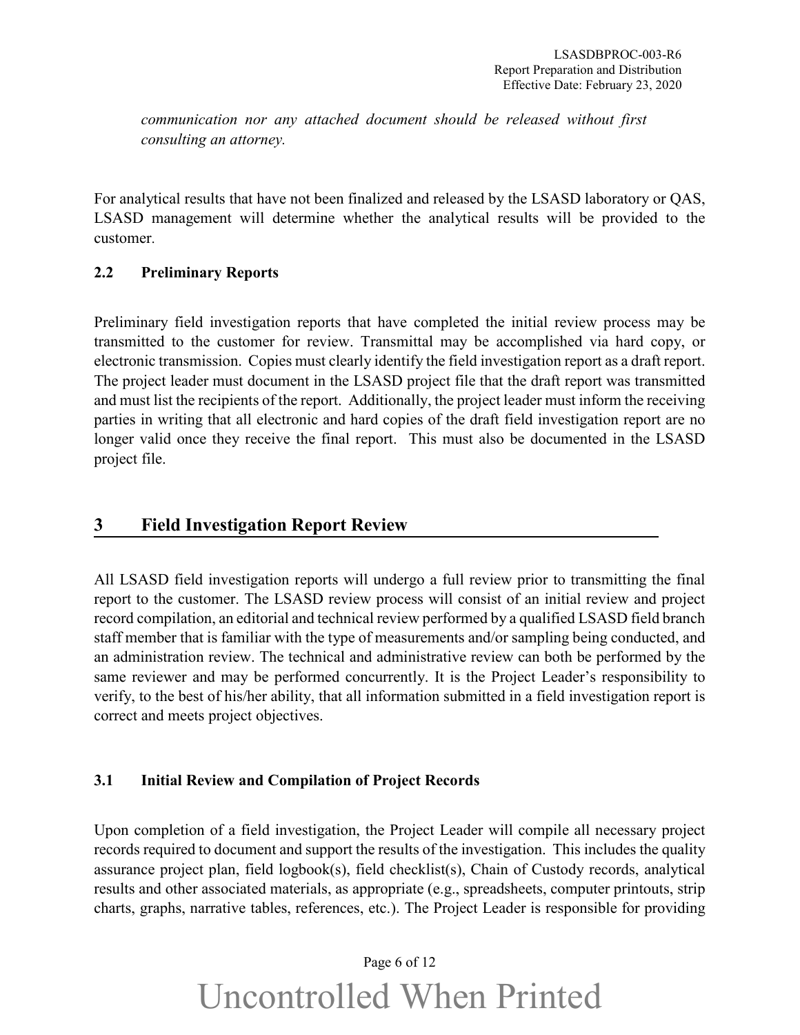*communication nor any attached document should be released without first consulting an attorney.*

For analytical results that have not been finalized and released by the LSASD laboratory or QAS, LSASD management will determine whether the analytical results will be provided to the customer.

### 2.2 Preliminary Reports

Preliminary field investigation reports that have completed the initial review process may be transmitted to the customer for review. Transmittal may be accomplished via hard copy, or electronic transmission. Copies must clearly identify the field investigation report as a draft report. The project leader must document in the LSASD project file that the draft report was transmitted and must list the recipients of the report. Additionally, the project leader must inform the receiving parties in writing that all electronic and hard copies of the draft field investigation report are no longer valid once they receive the final report. This must also be documented in the LSASD project file.

## 3 Field Investigation Report Review

All LSASD field investigation reports will undergo a full review prior to transmitting the final report to the customer. The LSASD review process will consist of an initial review and project record compilation, an editorial and technical review performed by a qualified LSASD field branch staff member that is familiar with the type of measurements and/or sampling being conducted, and an administration review. The technical and administrative review can both be performed by the same reviewer and may be performed concurrently. It is the Project Leader's responsibility to verify, to the best of his/her ability, that all information submitted in a field investigation report is correct and meets project objectives.

### 3.1 Initial Review and Compilation of Project Records

Upon completion of a field investigation, the Project Leader will compile all necessary project records required to document and support the results of the investigation. This includes the quality assurance project plan, field logbook(s), field checklist(s), Chain of Custody records, analytical results and other associated materials, as appropriate (e.g., spreadsheets, computer printouts, strip charts, graphs, narrative tables, references, etc.). The Project Leader is responsible for providing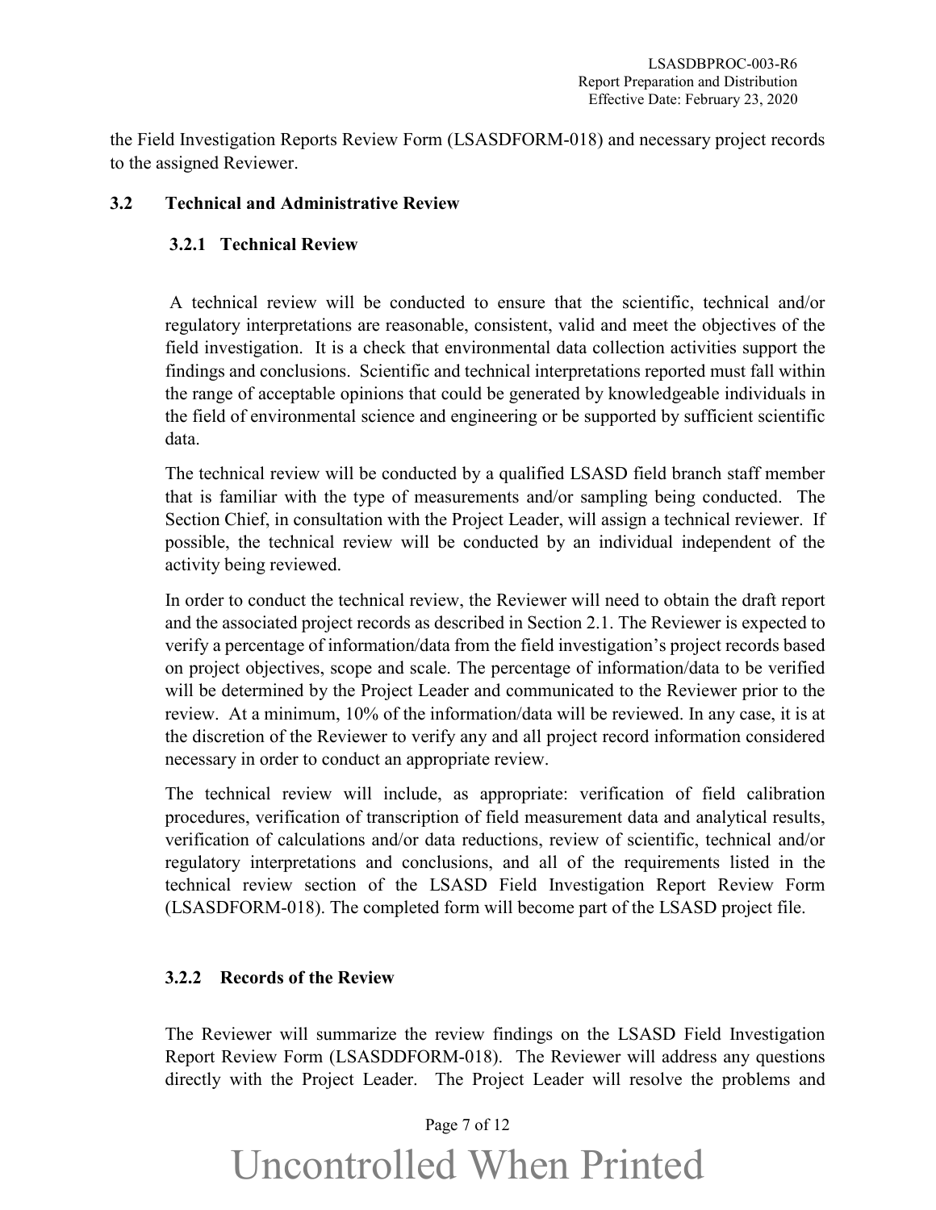the Field Investigation Reports Review Form (LSASDFORM-018) and necessary project records to the assigned Reviewer.

## 3.2 Technical and Administrative Review

### 3.2.1 Technical Review

A technical review will be conducted to ensure that the scientific, technical and/or regulatory interpretations are reasonable, consistent, valid and meet the objectives of the field investigation. It is a check that environmental data collection activities support the findings and conclusions. Scientific and technical interpretations reported must fall within the range of acceptable opinions that could be generated by knowledgeable individuals in the field of environmental science and engineering or be supported by sufficient scientific data.

The technical review will be conducted by a qualified LSASD field branch staff member that is familiar with the type of measurements and/or sampling being conducted. The Section Chief, in consultation with the Project Leader, will assign a technical reviewer. If possible, the technical review will be conducted by an individual independent of the activity being reviewed.

In order to conduct the technical review, the Reviewer will need to obtain the draft report and the associated project records as described in Section 2.1. The Reviewer is expected to verify a percentage of information/data from the field investigation's project records based on project objectives, scope and scale. The percentage of information/data to be verified will be determined by the Project Leader and communicated to the Reviewer prior to the review. At a minimum, 10% of the information/data will be reviewed. In any case, it is at the discretion of the Reviewer to verify any and all project record information considered necessary in order to conduct an appropriate review.

The technical review will include, as appropriate: verification of field calibration procedures, verification of transcription of field measurement data and analytical results, verification of calculations and/or data reductions, review of scientific, technical and/or regulatory interpretations and conclusions, and all of the requirements listed in the technical review section of the LSASD Field Investigation Report Review Form (LSASDFORM-018). The completed form will become part of the LSASD project file.

### 3.2.2 Records of the Review

The Reviewer will summarize the review findings on the LSASD Field Investigation Report Review Form (LSASDDFORM-018). The Reviewer will address any questions directly with the Project Leader. The Project Leader will resolve the problems and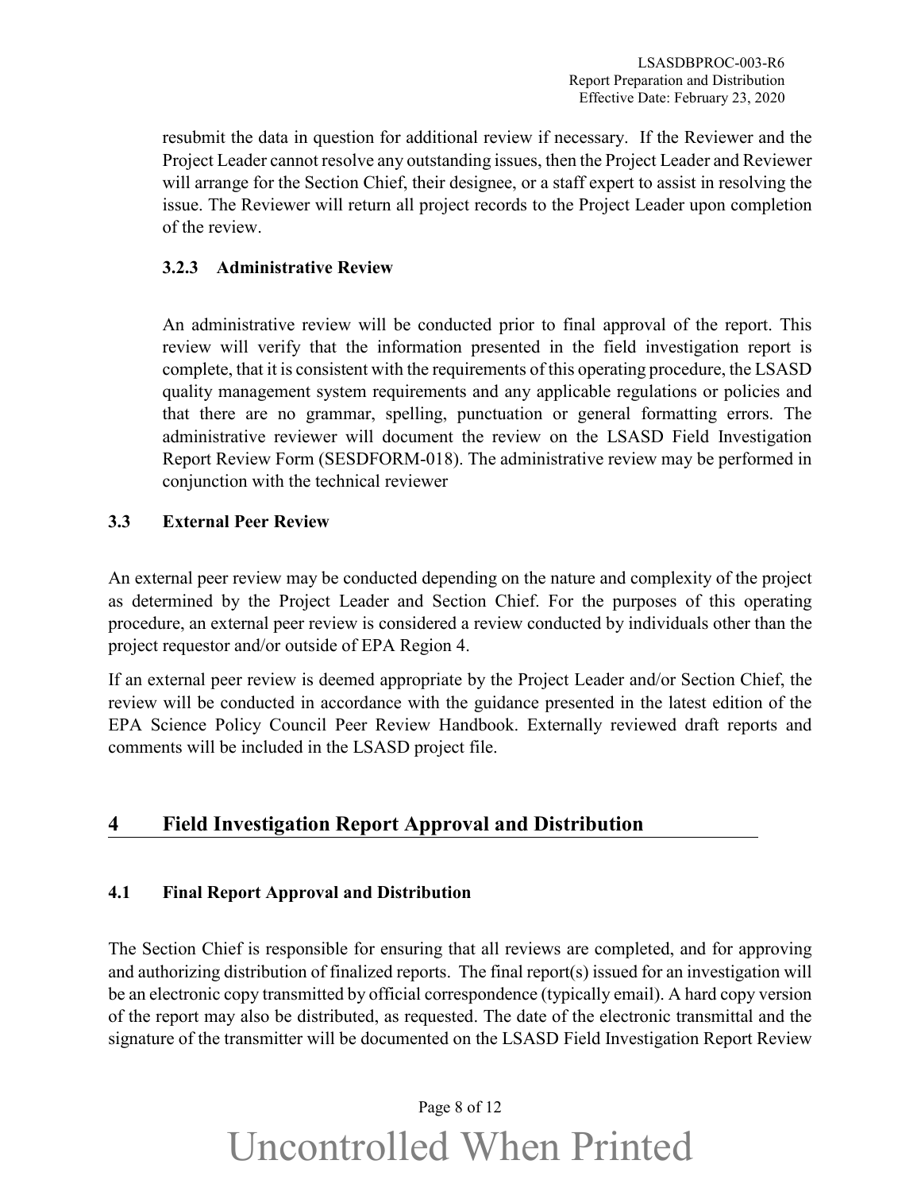resubmit the data in question for additional review if necessary. If the Reviewer and the Project Leader cannot resolve any outstanding issues, then the Project Leader and Reviewer will arrange for the Section Chief, their designee, or a staff expert to assist in resolving the issue. The Reviewer will return all project records to the Project Leader upon completion of the review.

#### 3.2.3 Administrative Review

An administrative review will be conducted prior to final approval of the report. This review will verify that the information presented in the field investigation report is complete, that it is consistent with the requirements of this operating procedure, the LSASD quality management system requirements and any applicable regulations or policies and that there are no grammar, spelling, punctuation or general formatting errors. The administrative reviewer will document the review on the LSASD Field Investigation Report Review Form (SESDFORM-018). The administrative review may be performed in conjunction with the technical reviewer

### 3.3 External Peer Review

An external peer review may be conducted depending on the nature and complexity of the project as determined by the Project Leader and Section Chief. For the purposes of this operating procedure, an external peer review is considered a review conducted by individuals other than the project requestor and/or outside of EPA Region 4.

If an external peer review is deemed appropriate by the Project Leader and/or Section Chief, the review will be conducted in accordance with the guidance presented in the latest edition of the EPA Science Policy Council Peer Review Handbook. Externally reviewed draft reports and comments will be included in the LSASD project file.

## 4 Field Investigation Report Approval and Distribution

### 4.1 Final Report Approval and Distribution

The Section Chief is responsible for ensuring that all reviews are completed, and for approving and authorizing distribution of finalized reports. The final report(s) issued for an investigation will be an electronic copy transmitted by official correspondence (typically email). A hard copy version of the report may also be distributed, as requested. The date of the electronic transmittal and the signature of the transmitter will be documented on the LSASD Field Investigation Report Review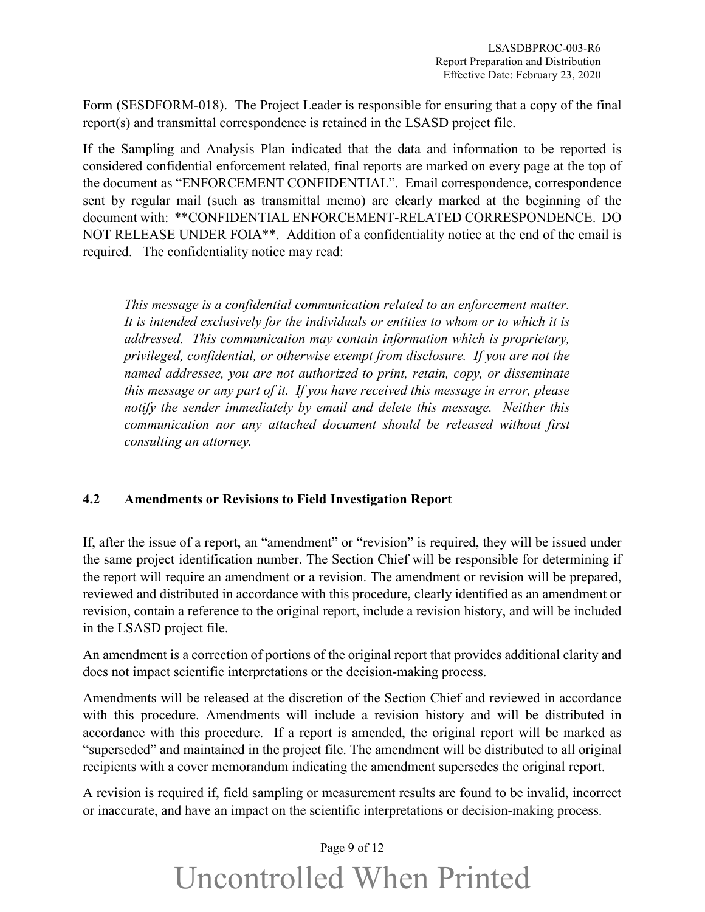Form (SESDFORM-018). The Project Leader is responsible for ensuring that a copy of the final report(s) and transmittal correspondence is retained in the LSASD project file.

If the Sampling and Analysis Plan indicated that the data and information to be reported is considered confidential enforcement related, final reports are marked on every page at the top of the document as "ENFORCEMENT CONFIDENTIAL". Email correspondence, correspondence sent by regular mail (such as transmittal memo) are clearly marked at the beginning of the document with: **CONFIDENTIAL ENFORCEMENT-RELATED CORRESPONDENCE. DO NOT RELEASE UNDER FOIA**. Addition of a confidentiality notice at the end of the email is required. The confidentiality notice may read:

> *This message is a confidential communication related to an enforcement matter. It is intended exclusively for the individuals or entities to whom or to which it is addressed. This communication may contain information which is proprietary, privileged, confidential, or otherwise exempt from disclosure. If you are not the named addressee, you are not authorized to print, retain, copy, or disseminate this message or any part of it. If you have received this message in error, please notify the sender immediately by email and delete this message. Neither this communication nor any attached document should be released without first consulting an attorney.*

### 4.2 Amendments or Revisions to Field Investigation Report

If, after the issue of a report, an "amendment" or "revision" is required, they will be issued under the same project identification number. The Section Chief will be responsible for determining if the report will require an amendment or a revision. The amendment or revision will be prepared, reviewed and distributed in accordance with this procedure, clearly identified as an amendment or revision, contain a reference to the original report, include a revision history, and will be included in the LSASD project file.

An amendment is a correction of portions of the original report that provides additional clarity and does not impact scientific interpretations or the decision-making process.

Amendments will be released at the discretion of the Section Chief and reviewed in accordance with this procedure. Amendments will include a revision history and will be distributed in accordance with this procedure. If a report is amended, the original report will be marked as "superseded" and maintained in the project file. The amendment will be distributed to all original recipients with a cover memorandum indicating the amendment supersedes the original report.

A revision is required if, field sampling or measurement results are found to be invalid, incorrect or inaccurate, and have an impact on the scientific interpretations or decision-making process.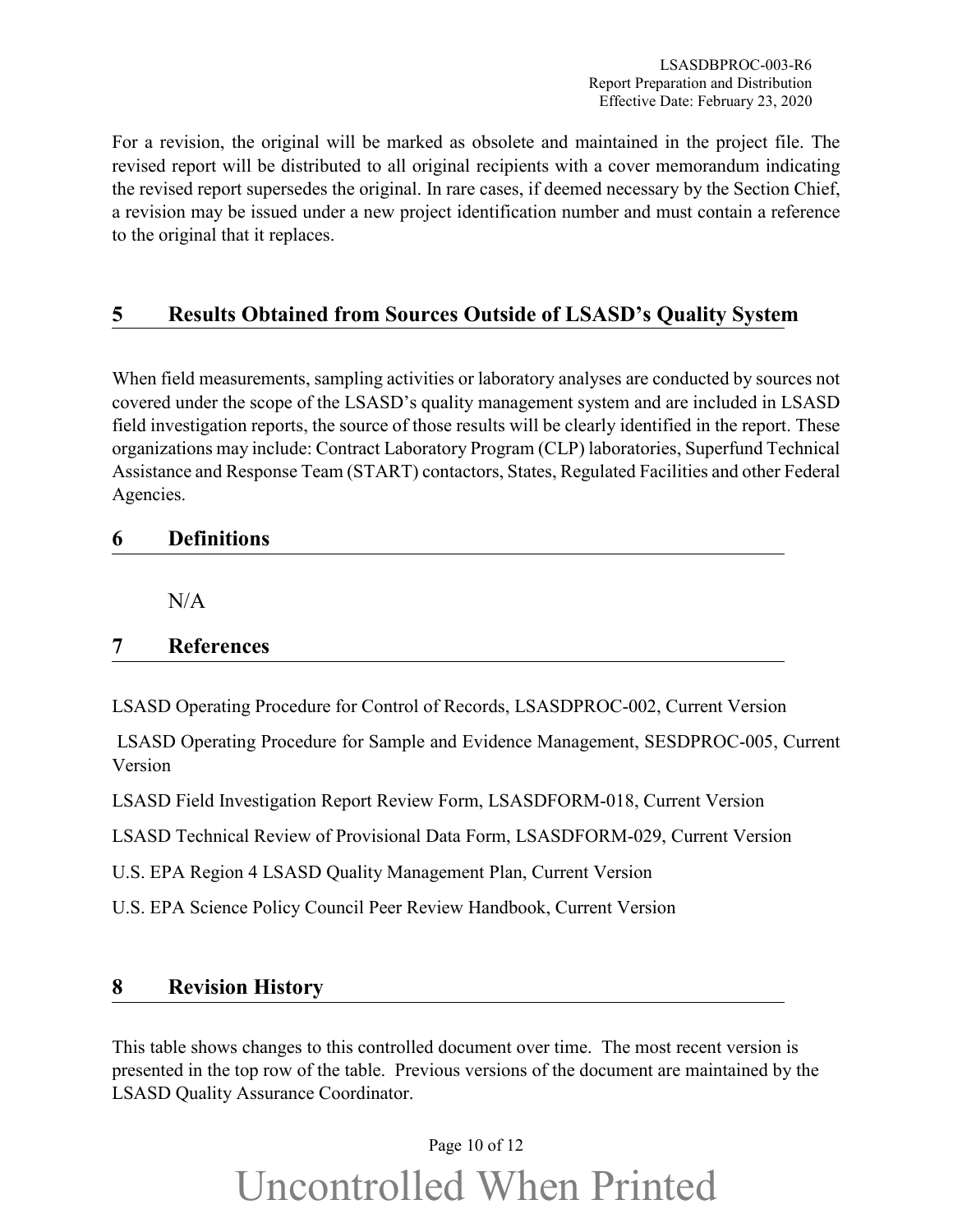For a revision, the original will be marked as obsolete and maintained in the project file. The revised report will be distributed to all original recipients with a cover memorandum indicating the revised report supersedes the original. In rare cases, if deemed necessary by the Section Chief, a revision may be issued under a new project identification number and must contain a reference to the original that it replaces.

## 5 Results Obtained from Sources Outside of LSASD's Quality System

When field measurements, sampling activities or laboratory analyses are conducted by sources not covered under the scope of the LSASD's quality management system and are included in LSASD field investigation reports, the source of those results will be clearly identified in the report. These organizations may include: Contract Laboratory Program (CLP) laboratories, Superfund Technical Assistance and Response Team (START) contactors, States, Regulated Facilities and other Federal Agencies.

## 6 Definitions

N/A

## 7 References

LSASD Operating Procedure for Control of Records, LSASDPROC-002, Current Version

LSASD Operating Procedure for Sample and Evidence Management, SESDPROC-005, Current Version

LSASD Field Investigation Report Review Form, LSASDFORM-018, Current Version

LSASD Technical Review of Provisional Data Form, LSASDFORM-029, Current Version

U.S. EPA Region 4 LSASD Quality Management Plan, Current Version

U.S. EPA Science Policy Council Peer Review Handbook, Current Version

## 8 Revision History

This table shows changes to this controlled document over time. The most recent version is presented in the top row of the table. Previous versions of the document are maintained by the LSASD Quality Assurance Coordinator.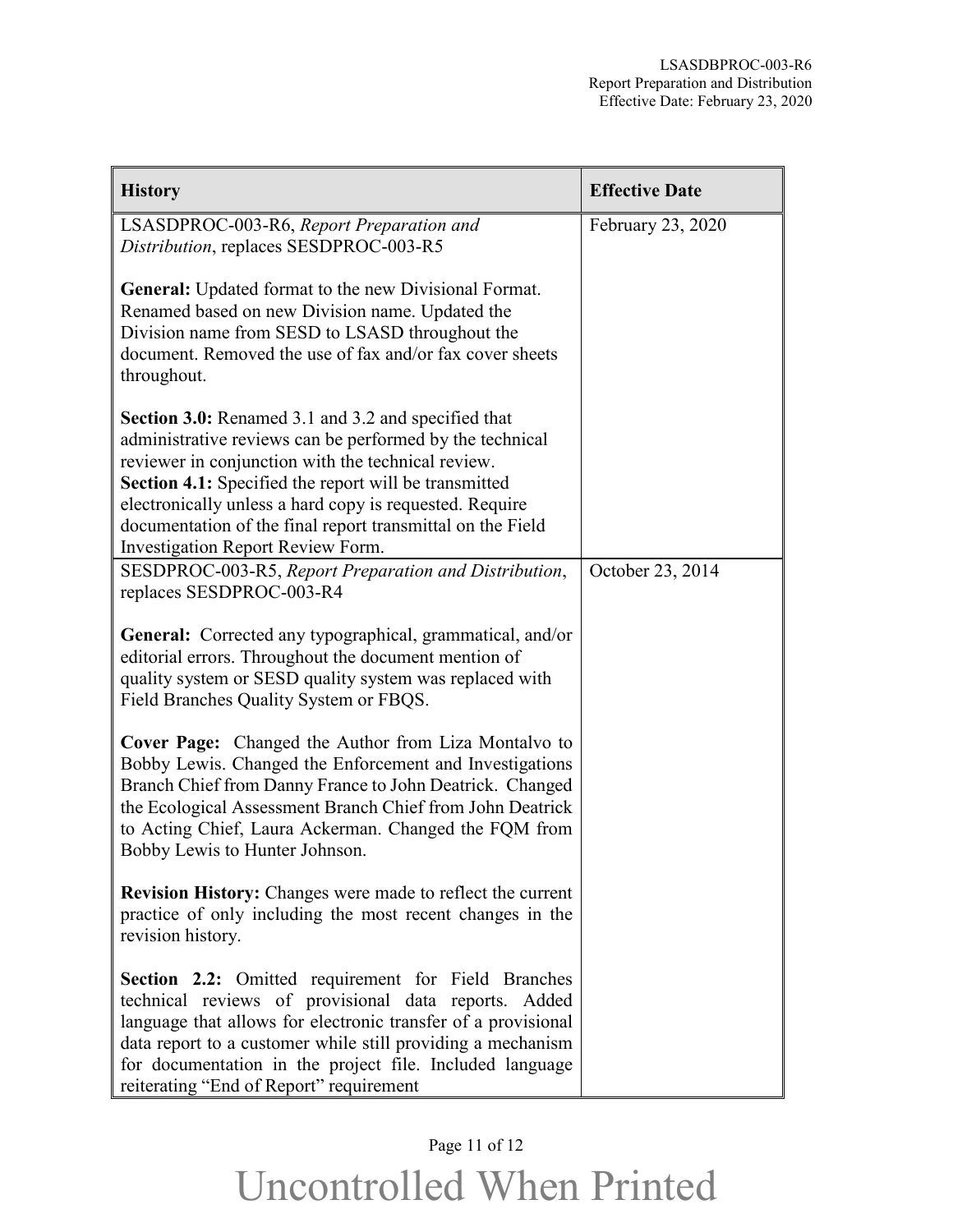| History | Effective Date |
| --- | --- |
| LSASDPROC-003-R6, *Report Preparation and Distribution*, replaces SESDPROC-003-R5<br><br>**General:** Updated format to the new Divisional Format. Renamed based on new Division name. Updated the Division name from SESD to LSASD throughout the document. Removed the use of fax and/or fax cover sheets throughout.<br><br>**Section 3.0:** Renamed 3.1 and 3.2 and specified that administrative reviews can be performed by the technical reviewer in conjunction with the technical review.<br>**Section 4.1:** Specified the report will be transmitted electronically unless a hard copy is requested. Require documentation of the final report transmittal on the Field Investigation Report Review Form. | February 23, 2020 |
| SESDPROC-003-R5, *Report Preparation and Distribution*, replaces SESDPROC-003-R4<br><br>**General:** Corrected any typographical, grammatical, and/or editorial errors. Throughout the document mention of quality system or SESD quality system was replaced with Field Branches Quality System or FBQS.<br><br>**Cover Page:** Changed the Author from Liza Montalvo to Bobby Lewis. Changed the Enforcement and Investigations Branch Chief from Danny France to John Deatrick. Changed the Ecological Assessment Branch Chief from John Deatrick to Acting Chief, Laura Ackerman. Changed the FQM from Bobby Lewis to Hunter Johnson.<br><br>**Revision History:** Changes were made to reflect the current practice of only including the most recent changes in the revision history.<br><br>**Section 2.2:** Omitted requirement for Field Branches technical reviews of provisional data reports. Added language that allows for electronic transfer of a provisional data report to a customer while still providing a mechanism for documentation in the project file. Included language reiterating "End of Report" requirement | October 23, 2014 |

Uncontrolled When Printed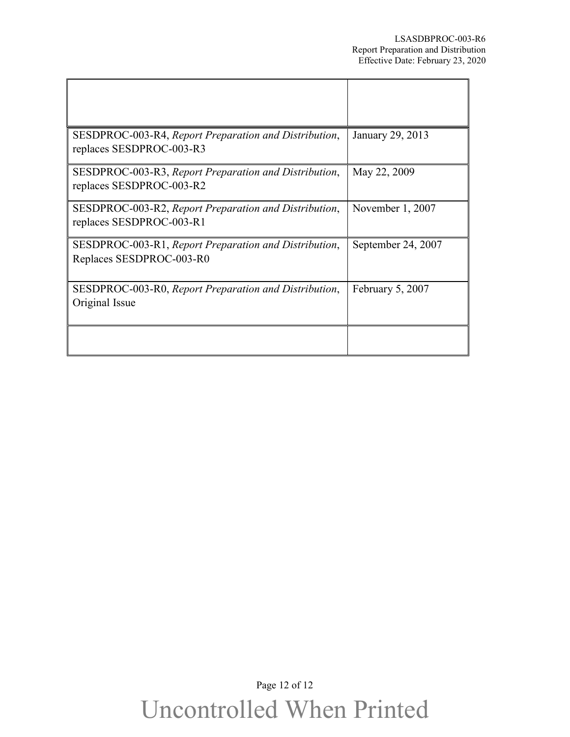| | |
|---|---|
| | |
| SESDPROC-003-R4, *Report Preparation and Distribution*, replaces SESDPROC-003-R3 | January 29, 2013 |
| SESDPROC-003-R3, *Report Preparation and Distribution*, replaces SESDPROC-003-R2 | May 22, 2009 |
| SESDPROC-003-R2, *Report Preparation and Distribution*, replaces SESDPROC-003-R1 | November 1, 2007 |
| SESDPROC-003-R1, *Report Preparation and Distribution*, Replaces SESDPROC-003-R0 | September 24, 2007 |
| SESDPROC-003-R0, *Report Preparation and Distribution*, Original Issue | February 5, 2007 |
| | |

Uncontrolled When Printed